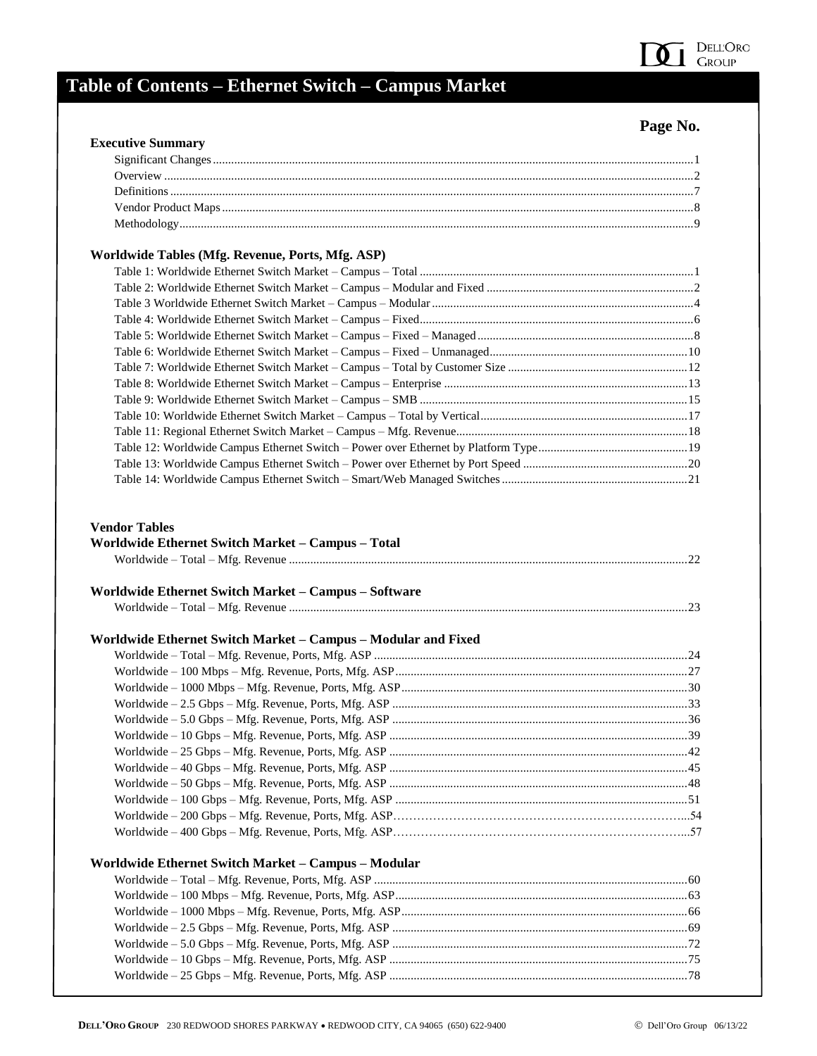# Table of Contents – Ethernet Switch – Campus Market

**Page No.**

### Executive Summary

Significant Changes ....................................................................................................1
Overview ....................................................................................................2
Definitions ....................................................................................................7
Vendor Product Maps ....................................................................................................8
Methodology ....................................................................................................9

### Worldwide Tables (Mfg. Revenue, Ports, Mfg. ASP)

Table 1: Worldwide Ethernet Switch Market – Campus – Total ....................................................................................................1
Table 2: Worldwide Ethernet Switch Market – Campus – Modular and Fixed ....................................................................................................2
Table 3 Worldwide Ethernet Switch Market – Campus – Modular ....................................................................................................4
Table 4: Worldwide Ethernet Switch Market – Campus – Fixed ....................................................................................................6
Table 5: Worldwide Ethernet Switch Market – Campus – Fixed – Managed ....................................................................................................8
Table 6: Worldwide Ethernet Switch Market – Campus – Fixed – Unmanaged ....................................................................................................10
Table 7: Worldwide Ethernet Switch Market – Campus – Total by Customer Size ....................................................................................................12
Table 8: Worldwide Ethernet Switch Market – Campus – Enterprise ....................................................................................................13
Table 9: Worldwide Ethernet Switch Market – Campus – SMB ....................................................................................................15
Table 10: Worldwide Ethernet Switch Market – Campus – Total by Vertical ....................................................................................................17
Table 11: Regional Ethernet Switch Market – Campus – Mfg. Revenue ....................................................................................................18
Table 12: Worldwide Campus Ethernet Switch – Power over Ethernet by Platform Type ....................................................................................................19
Table 13: Worldwide Campus Ethernet Switch – Power over Ethernet by Port Speed ....................................................................................................20
Table 14: Worldwide Campus Ethernet Switch – Smart/Web Managed Switches ....................................................................................................21

### Vendor Tables

#### Worldwide Ethernet Switch Market – Campus – Total

Worldwide – Total – Mfg. Revenue ....................................................................................................22

#### Worldwide Ethernet Switch Market – Campus – Software

Worldwide – Total – Mfg. Revenue ....................................................................................................23

#### Worldwide Ethernet Switch Market – Campus – Modular and Fixed

Worldwide – Total – Mfg. Revenue, Ports, Mfg. ASP ....................................................................................................24
Worldwide – 100 Mbps – Mfg. Revenue, Ports, Mfg. ASP ....................................................................................................27
Worldwide – 1000 Mbps – Mfg. Revenue, Ports, Mfg. ASP ....................................................................................................30
Worldwide – 2.5 Gbps – Mfg. Revenue, Ports, Mfg. ASP ....................................................................................................33
Worldwide – 5.0 Gbps – Mfg. Revenue, Ports, Mfg. ASP ....................................................................................................36
Worldwide – 10 Gbps – Mfg. Revenue, Ports, Mfg. ASP ....................................................................................................39
Worldwide – 25 Gbps – Mfg. Revenue, Ports, Mfg. ASP ....................................................................................................42
Worldwide – 40 Gbps – Mfg. Revenue, Ports, Mfg. ASP ....................................................................................................45
Worldwide – 50 Gbps – Mfg. Revenue, Ports, Mfg. ASP ....................................................................................................48
Worldwide – 100 Gbps – Mfg. Revenue, Ports, Mfg. ASP ....................................................................................................51
Worldwide – 200 Gbps – Mfg. Revenue, Ports, Mfg. ASP ....................................................................................................54
Worldwide – 400 Gbps – Mfg. Revenue, Ports, Mfg. ASP ....................................................................................................57

#### Worldwide Ethernet Switch Market – Campus – Modular

Worldwide – Total – Mfg. Revenue, Ports, Mfg. ASP ....................................................................................................60
Worldwide – 100 Mbps – Mfg. Revenue, Ports, Mfg. ASP ....................................................................................................63
Worldwide – 1000 Mbps – Mfg. Revenue, Ports, Mfg. ASP ....................................................................................................66
Worldwide – 2.5 Gbps – Mfg. Revenue, Ports, Mfg. ASP ....................................................................................................69
Worldwide – 5.0 Gbps – Mfg. Revenue, Ports, Mfg. ASP ....................................................................................................72
Worldwide – 10 Gbps – Mfg. Revenue, Ports, Mfg. ASP ....................................................................................................75
Worldwide – 25 Gbps – Mfg. Revenue, Ports, Mfg. ASP ....................................................................................................78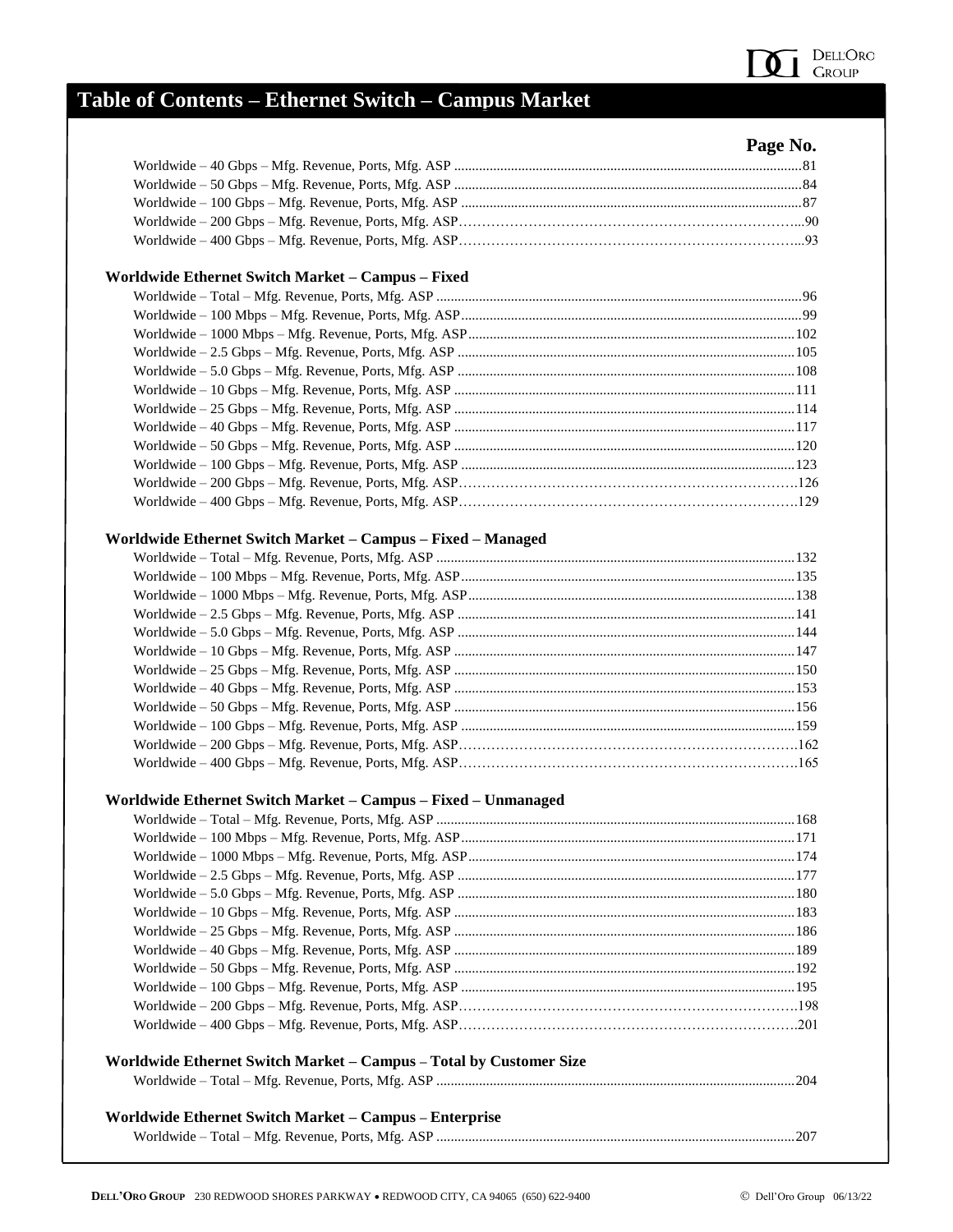# Table of Contents – Ethernet Switch – Campus Market

| | Page No. |
|---|---|
| Worldwide – 40 Gbps – Mfg. Revenue, Ports, Mfg. ASP | 81 |
| Worldwide – 50 Gbps – Mfg. Revenue, Ports, Mfg. ASP | 84 |
| Worldwide – 100 Gbps – Mfg. Revenue, Ports, Mfg. ASP | 87 |
| Worldwide – 200 Gbps – Mfg. Revenue, Ports, Mfg. ASP | 90 |
| Worldwide – 400 Gbps – Mfg. Revenue, Ports, Mfg. ASP | 93 |

### Worldwide Ethernet Switch Market – Campus – Fixed

| | |
|---|---|
| Worldwide – Total – Mfg. Revenue, Ports, Mfg. ASP | 96 |
| Worldwide – 100 Mbps – Mfg. Revenue, Ports, Mfg. ASP | 99 |
| Worldwide – 1000 Mbps – Mfg. Revenue, Ports, Mfg. ASP | 102 |
| Worldwide – 2.5 Gbps – Mfg. Revenue, Ports, Mfg. ASP | 105 |
| Worldwide – 5.0 Gbps – Mfg. Revenue, Ports, Mfg. ASP | 108 |
| Worldwide – 10 Gbps – Mfg. Revenue, Ports, Mfg. ASP | 111 |
| Worldwide – 25 Gbps – Mfg. Revenue, Ports, Mfg. ASP | 114 |
| Worldwide – 40 Gbps – Mfg. Revenue, Ports, Mfg. ASP | 117 |
| Worldwide – 50 Gbps – Mfg. Revenue, Ports, Mfg. ASP | 120 |
| Worldwide – 100 Gbps – Mfg. Revenue, Ports, Mfg. ASP | 123 |
| Worldwide – 200 Gbps – Mfg. Revenue, Ports, Mfg. ASP | 126 |
| Worldwide – 400 Gbps – Mfg. Revenue, Ports, Mfg. ASP | 129 |

### Worldwide Ethernet Switch Market – Campus – Fixed – Managed

| | |
|---|---|
| Worldwide – Total – Mfg. Revenue, Ports, Mfg. ASP | 132 |
| Worldwide – 100 Mbps – Mfg. Revenue, Ports, Mfg. ASP | 135 |
| Worldwide – 1000 Mbps – Mfg. Revenue, Ports, Mfg. ASP | 138 |
| Worldwide – 2.5 Gbps – Mfg. Revenue, Ports, Mfg. ASP | 141 |
| Worldwide – 5.0 Gbps – Mfg. Revenue, Ports, Mfg. ASP | 144 |
| Worldwide – 10 Gbps – Mfg. Revenue, Ports, Mfg. ASP | 147 |
| Worldwide – 25 Gbps – Mfg. Revenue, Ports, Mfg. ASP | 150 |
| Worldwide – 40 Gbps – Mfg. Revenue, Ports, Mfg. ASP | 153 |
| Worldwide – 50 Gbps – Mfg. Revenue, Ports, Mfg. ASP | 156 |
| Worldwide – 100 Gbps – Mfg. Revenue, Ports, Mfg. ASP | 159 |
| Worldwide – 200 Gbps – Mfg. Revenue, Ports, Mfg. ASP | 162 |
| Worldwide – 400 Gbps – Mfg. Revenue, Ports, Mfg. ASP | 165 |

### Worldwide Ethernet Switch Market – Campus – Fixed – Unmanaged

| | |
|---|---|
| Worldwide – Total – Mfg. Revenue, Ports, Mfg. ASP | 168 |
| Worldwide – 100 Mbps – Mfg. Revenue, Ports, Mfg. ASP | 171 |
| Worldwide – 1000 Mbps – Mfg. Revenue, Ports, Mfg. ASP | 174 |
| Worldwide – 2.5 Gbps – Mfg. Revenue, Ports, Mfg. ASP | 177 |
| Worldwide – 5.0 Gbps – Mfg. Revenue, Ports, Mfg. ASP | 180 |
| Worldwide – 10 Gbps – Mfg. Revenue, Ports, Mfg. ASP | 183 |
| Worldwide – 25 Gbps – Mfg. Revenue, Ports, Mfg. ASP | 186 |
| Worldwide – 40 Gbps – Mfg. Revenue, Ports, Mfg. ASP | 189 |
| Worldwide – 50 Gbps – Mfg. Revenue, Ports, Mfg. ASP | 192 |
| Worldwide – 100 Gbps – Mfg. Revenue, Ports, Mfg. ASP | 195 |
| Worldwide – 200 Gbps – Mfg. Revenue, Ports, Mfg. ASP | 198 |
| Worldwide – 400 Gbps – Mfg. Revenue, Ports, Mfg. ASP | 201 |

### Worldwide Ethernet Switch Market – Campus – Total by Customer Size

| | |
|---|---|
| Worldwide – Total – Mfg. Revenue, Ports, Mfg. ASP | 204 |

### Worldwide Ethernet Switch Market – Campus – Enterprise

| | |
|---|---|
| Worldwide – Total – Mfg. Revenue, Ports, Mfg. ASP | 207 |

**DELL'ORO GROUP** 230 REDWOOD SHORES PARKWAY • REDWOOD CITY, CA 94065 (650) 622-9400 © Dell'Oro Group 06/13/22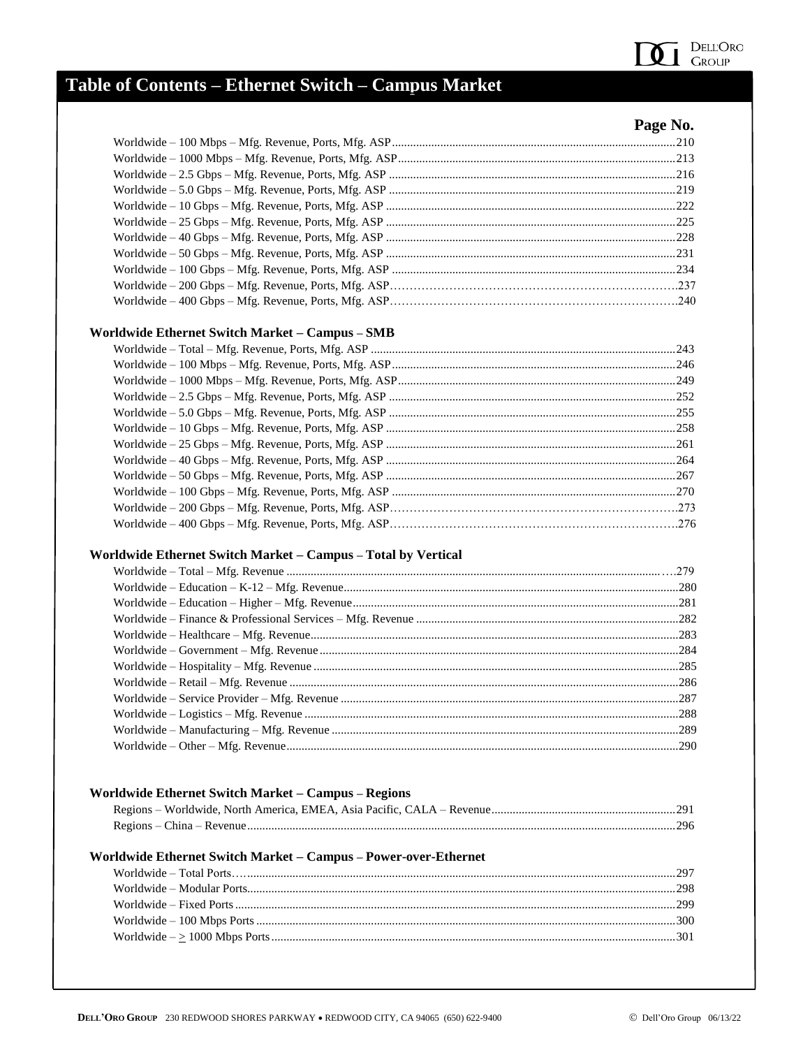# Table of Contents – Ethernet Switch – Campus Market

**Page No.**

Worldwide – 100 Mbps – Mfg. Revenue, Ports, Mfg. ASP....210
Worldwide – 1000 Mbps – Mfg. Revenue, Ports, Mfg. ASP....213
Worldwide – 2.5 Gbps – Mfg. Revenue, Ports, Mfg. ASP....216
Worldwide – 5.0 Gbps – Mfg. Revenue, Ports, Mfg. ASP....219
Worldwide – 10 Gbps – Mfg. Revenue, Ports, Mfg. ASP....222
Worldwide – 25 Gbps – Mfg. Revenue, Ports, Mfg. ASP....225
Worldwide – 40 Gbps – Mfg. Revenue, Ports, Mfg. ASP....228
Worldwide – 50 Gbps – Mfg. Revenue, Ports, Mfg. ASP....231
Worldwide – 100 Gbps – Mfg. Revenue, Ports, Mfg. ASP....234
Worldwide – 200 Gbps – Mfg. Revenue, Ports, Mfg. ASP....237
Worldwide – 400 Gbps – Mfg. Revenue, Ports, Mfg. ASP....240

**Worldwide Ethernet Switch Market – Campus – SMB**

Worldwide – Total – Mfg. Revenue, Ports, Mfg. ASP....243
Worldwide – 100 Mbps – Mfg. Revenue, Ports, Mfg. ASP....246
Worldwide – 1000 Mbps – Mfg. Revenue, Ports, Mfg. ASP....249
Worldwide – 2.5 Gbps – Mfg. Revenue, Ports, Mfg. ASP....252
Worldwide – 5.0 Gbps – Mfg. Revenue, Ports, Mfg. ASP....255
Worldwide – 10 Gbps – Mfg. Revenue, Ports, Mfg. ASP....258
Worldwide – 25 Gbps – Mfg. Revenue, Ports, Mfg. ASP....261
Worldwide – 40 Gbps – Mfg. Revenue, Ports, Mfg. ASP....264
Worldwide – 50 Gbps – Mfg. Revenue, Ports, Mfg. ASP....267
Worldwide – 100 Gbps – Mfg. Revenue, Ports, Mfg. ASP....270
Worldwide – 200 Gbps – Mfg. Revenue, Ports, Mfg. ASP....273
Worldwide – 400 Gbps – Mfg. Revenue, Ports, Mfg. ASP....276

**Worldwide Ethernet Switch Market – Campus – Total by Vertical**

Worldwide – Total – Mfg. Revenue....279
Worldwide – Education – K-12 – Mfg. Revenue....280
Worldwide – Education – Higher – Mfg. Revenue....281
Worldwide – Finance & Professional Services – Mfg. Revenue....282
Worldwide – Healthcare – Mfg. Revenue....283
Worldwide – Government – Mfg. Revenue....284
Worldwide – Hospitality – Mfg. Revenue....285
Worldwide – Retail – Mfg. Revenue....286
Worldwide – Service Provider – Mfg. Revenue....287
Worldwide – Logistics – Mfg. Revenue....288
Worldwide – Manufacturing – Mfg. Revenue....289
Worldwide – Other – Mfg. Revenue....290

**Worldwide Ethernet Switch Market – Campus – Regions**

Regions – Worldwide, North America, EMEA, Asia Pacific, CALA – Revenue....291
Regions – China – Revenue....296

**Worldwide Ethernet Switch Market – Campus – Power-over-Ethernet**

Worldwide – Total Ports....297
Worldwide – Modular Ports....298
Worldwide – Fixed Ports....299
Worldwide – 100 Mbps Ports....300
Worldwide – ≥ 1000 Mbps Ports....301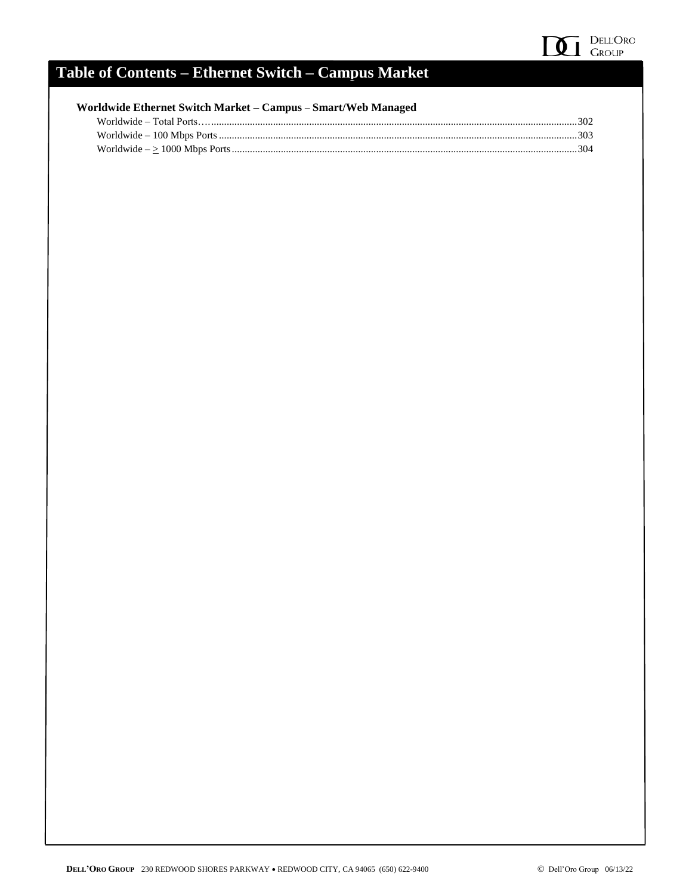# Table of Contents – Ethernet Switch – Campus Market

### Worldwide Ethernet Switch Market – Campus – Smart/Web Managed

Worldwide – Total Ports……........................................................................................302
Worldwide – 100 Mbps Ports.........................................................................................303
Worldwide – ≥ 1000 Mbps Ports....................................................................................304